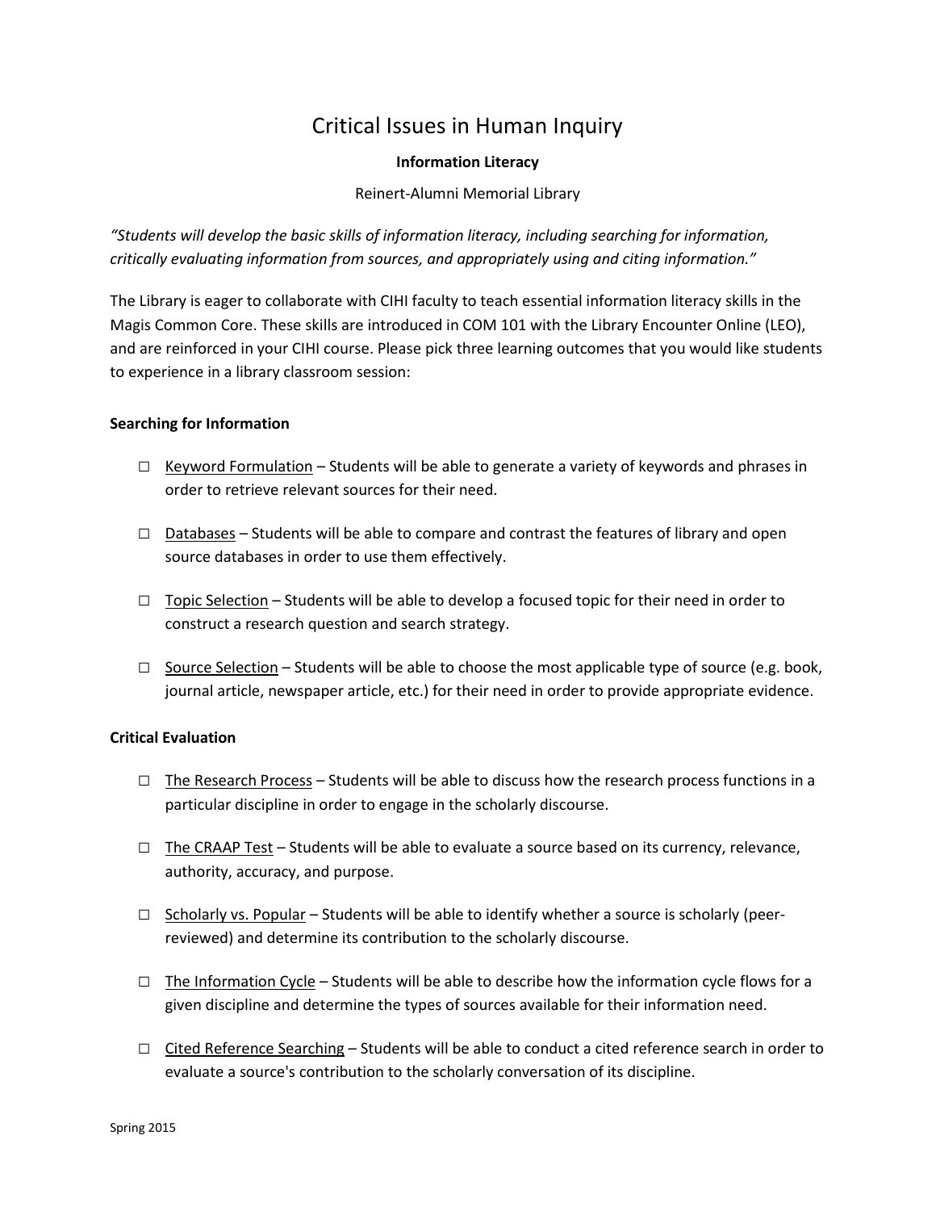# Critical Issues in Human Inquiry

**Information Literacy**

Reinert-Alumni Memorial Library

*"Students will develop the basic skills of information literacy, including searching for information, critically evaluating information from sources, and appropriately using and citing information."*

The Library is eager to collaborate with CIHI faculty to teach essential information literacy skills in the Magis Common Core. These skills are introduced in COM 101 with the Library Encounter Online (LEO), and are reinforced in your CIHI course. Please pick three learning outcomes that you would like students to experience in a library classroom session:

**Searching for Information**

- ☐ Keyword Formulation – Students will be able to generate a variety of keywords and phrases in order to retrieve relevant sources for their need.
- ☐ Databases – Students will be able to compare and contrast the features of library and open source databases in order to use them effectively.
- ☐ Topic Selection – Students will be able to develop a focused topic for their need in order to construct a research question and search strategy.
- ☐ Source Selection – Students will be able to choose the most applicable type of source (e.g. book, journal article, newspaper article, etc.) for their need in order to provide appropriate evidence.

**Critical Evaluation**

- ☐ The Research Process – Students will be able to discuss how the research process functions in a particular discipline in order to engage in the scholarly discourse.
- ☐ The CRAAP Test – Students will be able to evaluate a source based on its currency, relevance, authority, accuracy, and purpose.
- ☐ Scholarly vs. Popular – Students will be able to identify whether a source is scholarly (peer-reviewed) and determine its contribution to the scholarly discourse.
- ☐ The Information Cycle – Students will be able to describe how the information cycle flows for a given discipline and determine the types of sources available for their information need.
- ☐ Cited Reference Searching – Students will be able to conduct a cited reference search in order to evaluate a source's contribution to the scholarly conversation of its discipline.

Spring 2015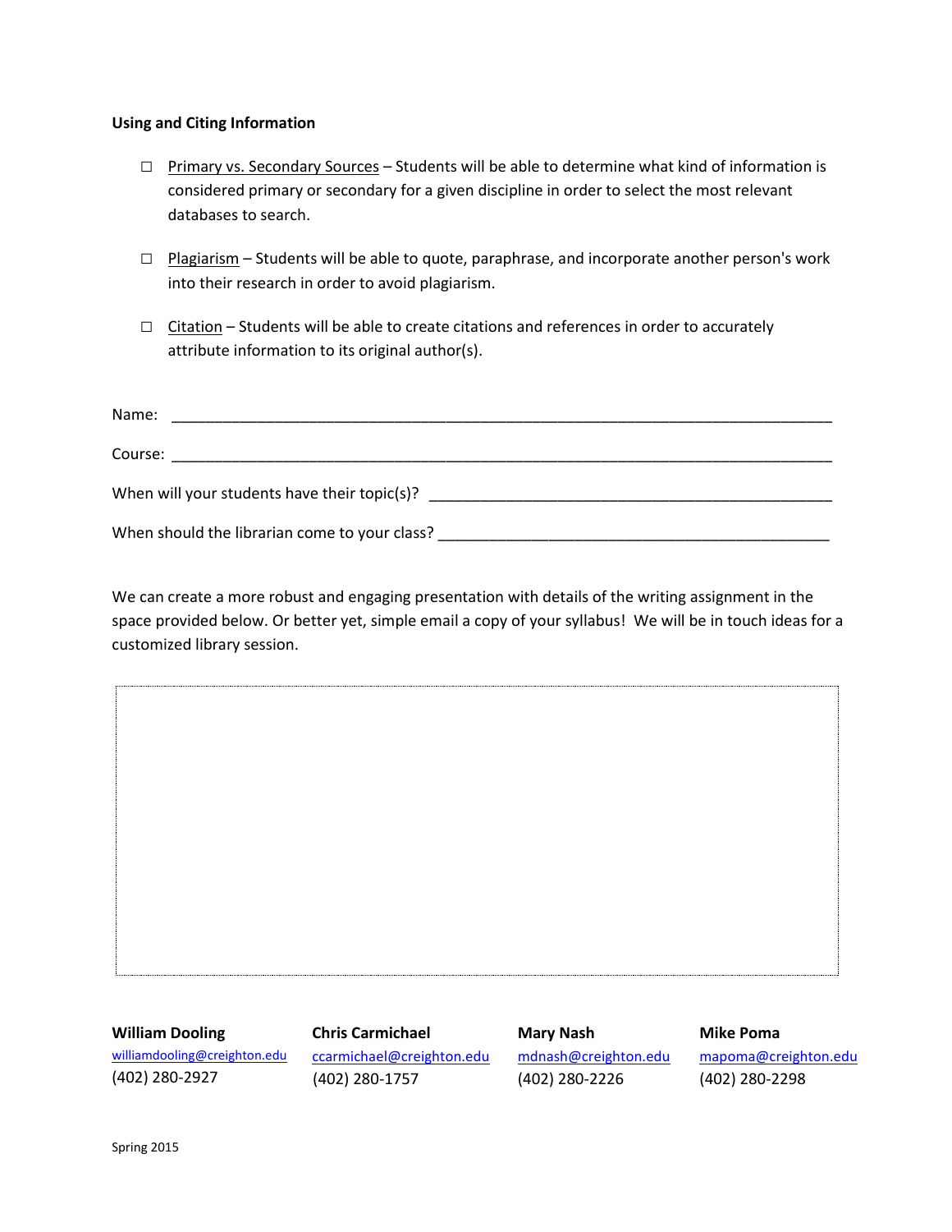**Using and Citing Information**

- ☐ Primary vs. Secondary Sources – Students will be able to determine what kind of information is considered primary or secondary for a given discipline in order to select the most relevant databases to search.

- ☐ Plagiarism – Students will be able to quote, paraphrase, and incorporate another person's work into their research in order to avoid plagiarism.

- ☐ Citation – Students will be able to create citations and references in order to accurately attribute information to its original author(s).

Name: ______________________________________________________________________________

Course: _____________________________________________________________________________

When will your students have their topic(s)? _____________________________________________

When should the librarian come to your class? ___________________________________________

We can create a more robust and engaging presentation with details of the writing assignment in the space provided below. Or better yet, simple email a copy of your syllabus! We will be in touch ideas for a customized library session.

| |
|---|
| |

**William Dooling**
williamdooling@creighton.edu
(402) 280-2927

**Chris Carmichael**
ccarmichael@creighton.edu
(402) 280-1757

**Mary Nash**
mdnash@creighton.edu
(402) 280-2226

**Mike Poma**
mapoma@creighton.edu
(402) 280-2298

Spring 2015